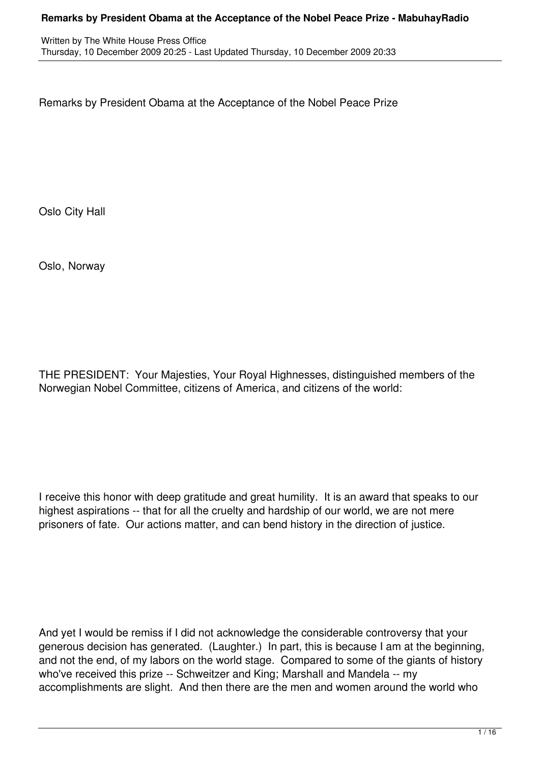Remarks by President Obama at the Acceptance of the Nobel Peace Prize

Oslo City Hall

Oslo, Norway

THE PRESIDENT: Your Majesties, Your Royal Highnesses, distinguished members of the Norwegian Nobel Committee, citizens of America, and citizens of the world:

I receive this honor with deep gratitude and great humility. It is an award that speaks to our highest aspirations -- that for all the cruelty and hardship of our world, we are not mere prisoners of fate. Our actions matter, and can bend history in the direction of justice.

And yet I would be remiss if I did not acknowledge the considerable controversy that your generous decision has generated. (Laughter.) In part, this is because I am at the beginning, and not the end, of my labors on the world stage. Compared to some of the giants of history who've received this prize -- Schweitzer and King; Marshall and Mandela -- my accomplishments are slight. And then there are the men and women around the world who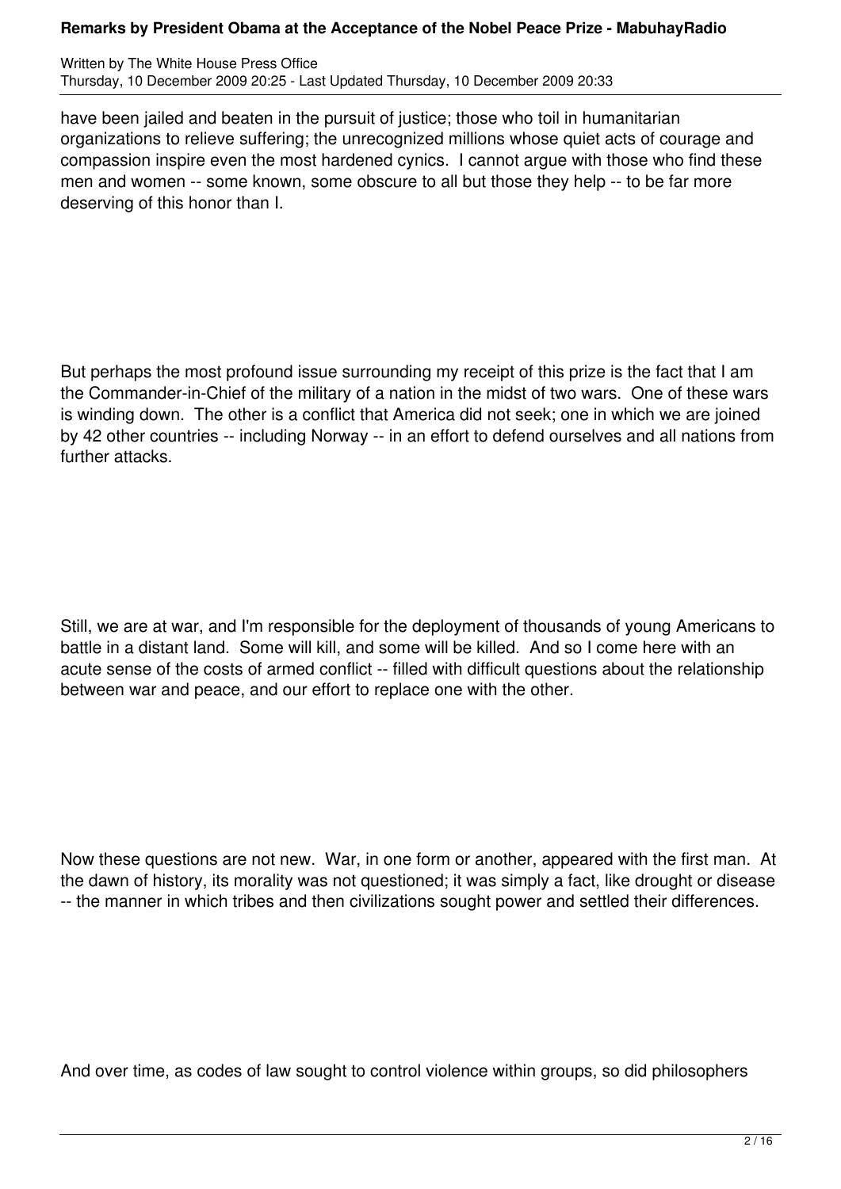have been jailed and beaten in the pursuit of justice; those who toil in humanitarian organizations to relieve suffering; the unrecognized millions whose quiet acts of courage and compassion inspire even the most hardened cynics. I cannot argue with those who find these men and women -- some known, some obscure to all but those they help -- to be far more deserving of this honor than I.

But perhaps the most profound issue surrounding my receipt of this prize is the fact that I am the Commander-in-Chief of the military of a nation in the midst of two wars. One of these wars is winding down. The other is a conflict that America did not seek; one in which we are joined by 42 other countries -- including Norway -- in an effort to defend ourselves and all nations from further attacks.

Still, we are at war, and I'm responsible for the deployment of thousands of young Americans to battle in a distant land. Some will kill, and some will be killed. And so I come here with an acute sense of the costs of armed conflict -- filled with difficult questions about the relationship between war and peace, and our effort to replace one with the other.

Now these questions are not new. War, in one form or another, appeared with the first man. At the dawn of history, its morality was not questioned; it was simply a fact, like drought or disease -- the manner in which tribes and then civilizations sought power and settled their differences.

And over time, as codes of law sought to control violence within groups, so did philosophers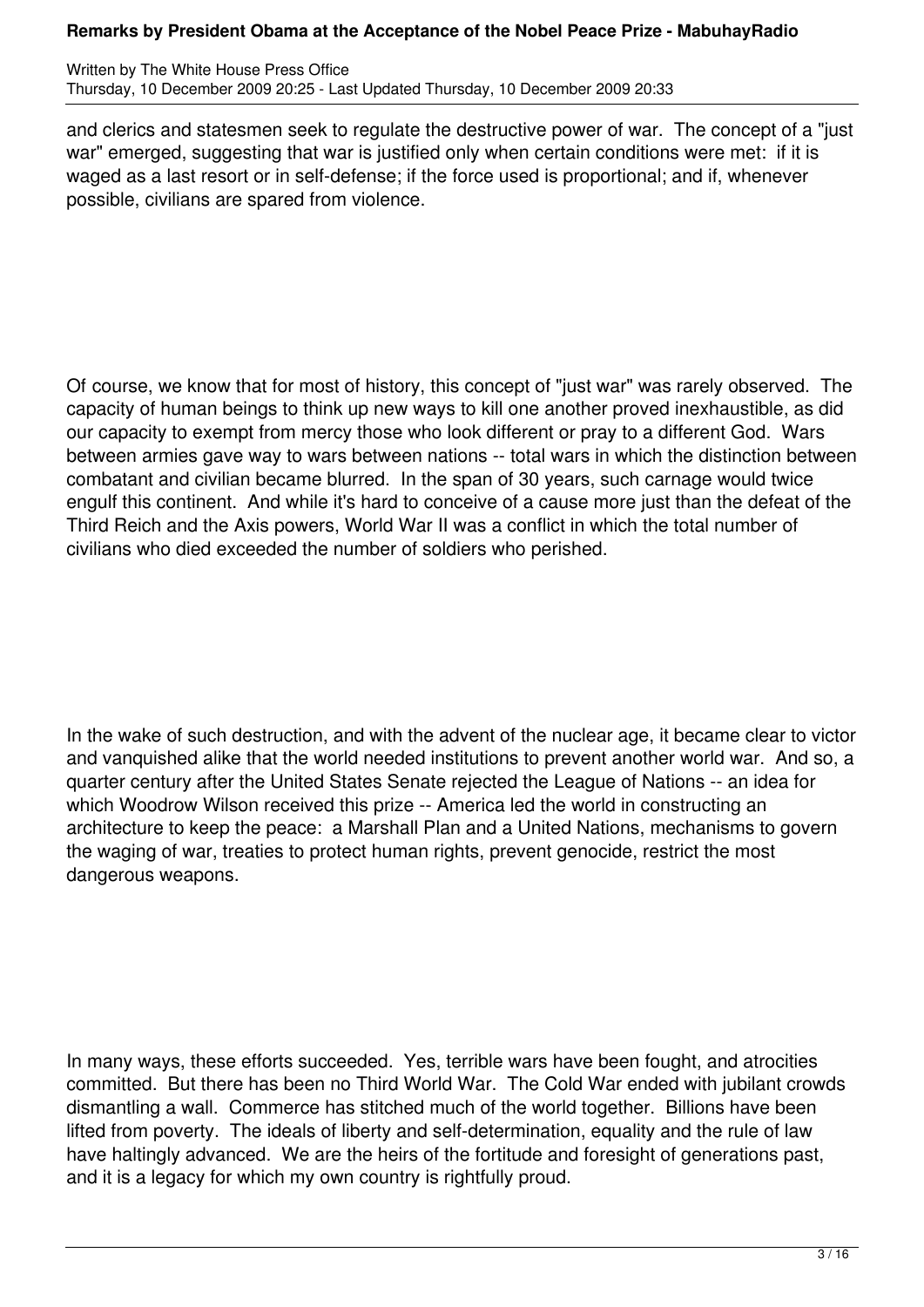and clerics and statesmen seek to regulate the destructive power of war. The concept of a "just war" emerged, suggesting that war is justified only when certain conditions were met: if it is waged as a last resort or in self-defense; if the force used is proportional; and if, whenever possible, civilians are spared from violence.

Of course, we know that for most of history, this concept of "just war" was rarely observed. The capacity of human beings to think up new ways to kill one another proved inexhaustible, as did our capacity to exempt from mercy those who look different or pray to a different God. Wars between armies gave way to wars between nations -- total wars in which the distinction between combatant and civilian became blurred. In the span of 30 years, such carnage would twice engulf this continent. And while it's hard to conceive of a cause more just than the defeat of the Third Reich and the Axis powers, World War II was a conflict in which the total number of civilians who died exceeded the number of soldiers who perished.

In the wake of such destruction, and with the advent of the nuclear age, it became clear to victor and vanquished alike that the world needed institutions to prevent another world war. And so, a quarter century after the United States Senate rejected the League of Nations -- an idea for which Woodrow Wilson received this prize -- America led the world in constructing an architecture to keep the peace: a Marshall Plan and a United Nations, mechanisms to govern the waging of war, treaties to protect human rights, prevent genocide, restrict the most dangerous weapons.

In many ways, these efforts succeeded. Yes, terrible wars have been fought, and atrocities committed. But there has been no Third World War. The Cold War ended with jubilant crowds dismantling a wall. Commerce has stitched much of the world together. Billions have been lifted from poverty. The ideals of liberty and self-determination, equality and the rule of law have haltingly advanced. We are the heirs of the fortitude and foresight of generations past, and it is a legacy for which my own country is rightfully proud.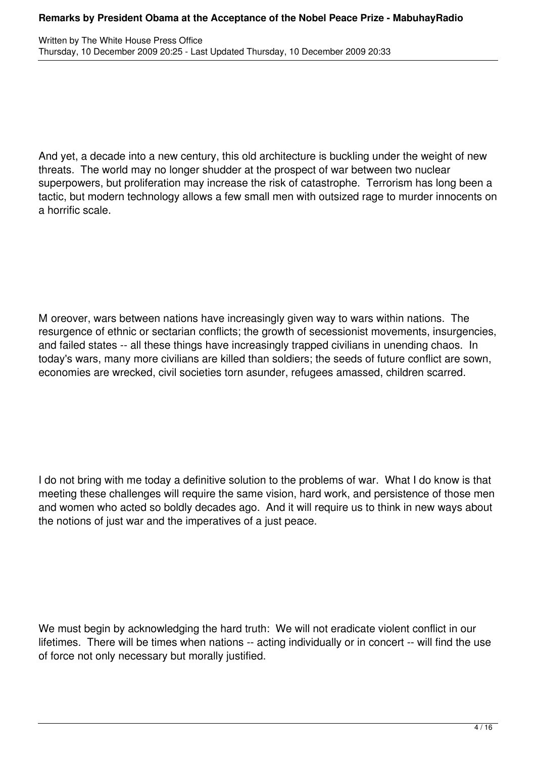And yet, a decade into a new century, this old architecture is buckling under the weight of new threats. The world may no longer shudder at the prospect of war between two nuclear superpowers, but proliferation may increase the risk of catastrophe. Terrorism has long been a tactic, but modern technology allows a few small men with outsized rage to murder innocents on a horrific scale.

M oreover, wars between nations have increasingly given way to wars within nations. The resurgence of ethnic or sectarian conflicts; the growth of secessionist movements, insurgencies, and failed states -- all these things have increasingly trapped civilians in unending chaos. In today's wars, many more civilians are killed than soldiers; the seeds of future conflict are sown, economies are wrecked, civil societies torn asunder, refugees amassed, children scarred.

I do not bring with me today a definitive solution to the problems of war. What I do know is that meeting these challenges will require the same vision, hard work, and persistence of those men and women who acted so boldly decades ago. And it will require us to think in new ways about the notions of just war and the imperatives of a just peace.

We must begin by acknowledging the hard truth: We will not eradicate violent conflict in our lifetimes. There will be times when nations -- acting individually or in concert -- will find the use of force not only necessary but morally justified.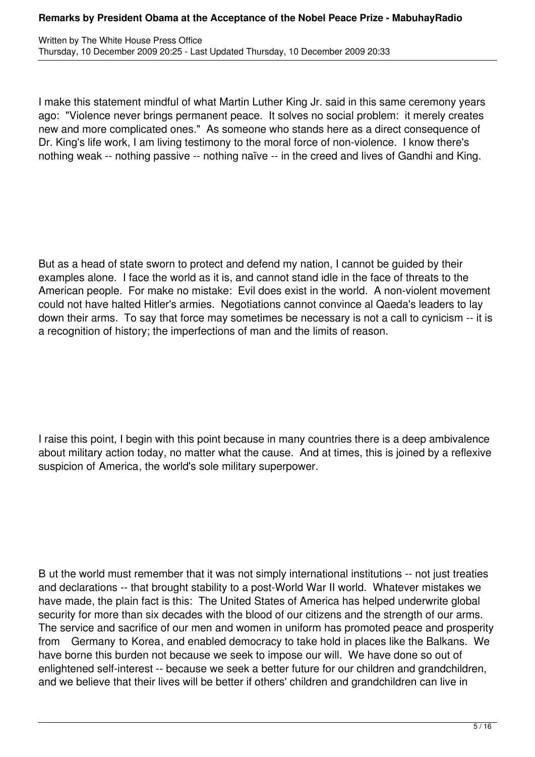I make this statement mindful of what Martin Luther King Jr. said in this same ceremony years ago: "Violence never brings permanent peace. It solves no social problem: it merely creates new and more complicated ones." As someone who stands here as a direct consequence of Dr. King's life work, I am living testimony to the moral force of non-violence. I know there's nothing weak -- nothing passive -- nothing naïve -- in the creed and lives of Gandhi and King.

But as a head of state sworn to protect and defend my nation, I cannot be guided by their examples alone. I face the world as it is, and cannot stand idle in the face of threats to the American people. For make no mistake: Evil does exist in the world. A non-violent movement could not have halted Hitler's armies. Negotiations cannot convince al Qaeda's leaders to lay down their arms. To say that force may sometimes be necessary is not a call to cynicism -- it is a recognition of history; the imperfections of man and the limits of reason.

I raise this point, I begin with this point because in many countries there is a deep ambivalence about military action today, no matter what the cause. And at times, this is joined by a reflexive suspicion of America, the world's sole military superpower.

B ut the world must remember that it was not simply international institutions -- not just treaties and declarations -- that brought stability to a post-World War II world. Whatever mistakes we have made, the plain fact is this: The United States of America has helped underwrite global security for more than six decades with the blood of our citizens and the strength of our arms. The service and sacrifice of our men and women in uniform has promoted peace and prosperity from Germany to Korea, and enabled democracy to take hold in places like the Balkans. We have borne this burden not because we seek to impose our will. We have done so out of enlightened self-interest -- because we seek a better future for our children and grandchildren, and we believe that their lives will be better if others' children and grandchildren can live in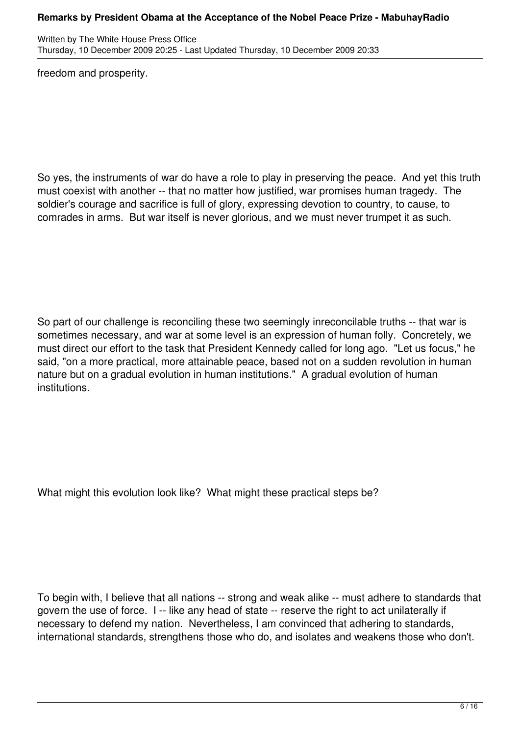freedom and prosperity.

So yes, the instruments of war do have a role to play in preserving the peace. And yet this truth must coexist with another -- that no matter how justified, war promises human tragedy. The soldier's courage and sacrifice is full of glory, expressing devotion to country, to cause, to comrades in arms. But war itself is never glorious, and we must never trumpet it as such.

So part of our challenge is reconciling these two seemingly inreconcilable truths -- that war is sometimes necessary, and war at some level is an expression of human folly. Concretely, we must direct our effort to the task that President Kennedy called for long ago. "Let us focus," he said, "on a more practical, more attainable peace, based not on a sudden revolution in human nature but on a gradual evolution in human institutions." A gradual evolution of human institutions.

What might this evolution look like? What might these practical steps be?

To begin with, I believe that all nations -- strong and weak alike -- must adhere to standards that govern the use of force. I -- like any head of state -- reserve the right to act unilaterally if necessary to defend my nation. Nevertheless, I am convinced that adhering to standards, international standards, strengthens those who do, and isolates and weakens those who don't.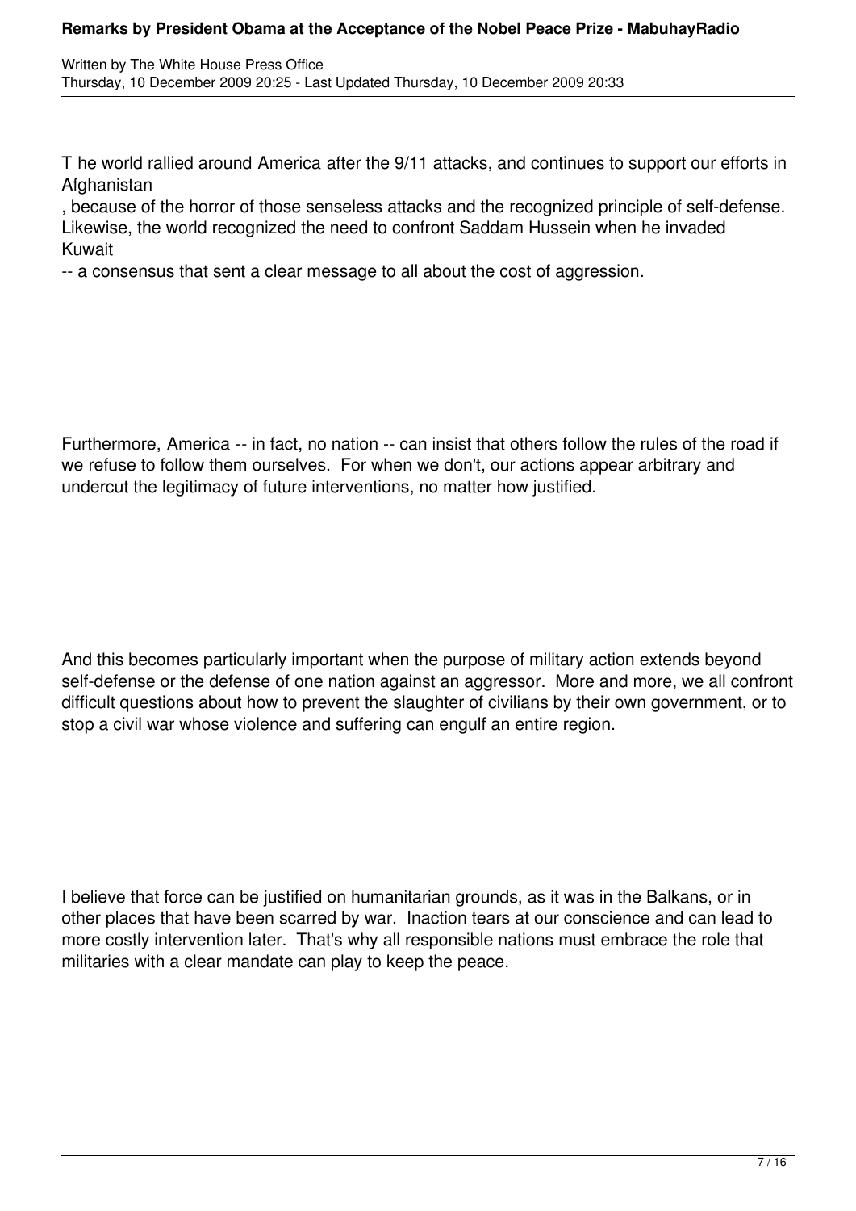The world rallied around America after the 9/11 attacks, and continues to support our efforts in Afghanistan, because of the horror of those senseless attacks and the recognized principle of self-defense. Likewise, the world recognized the need to confront Saddam Hussein when he invaded Kuwait -- a consensus that sent a clear message to all about the cost of aggression.

Furthermore, America -- in fact, no nation -- can insist that others follow the rules of the road if we refuse to follow them ourselves. For when we don't, our actions appear arbitrary and undercut the legitimacy of future interventions, no matter how justified.

And this becomes particularly important when the purpose of military action extends beyond self-defense or the defense of one nation against an aggressor. More and more, we all confront difficult questions about how to prevent the slaughter of civilians by their own government, or to stop a civil war whose violence and suffering can engulf an entire region.

I believe that force can be justified on humanitarian grounds, as it was in the Balkans, or in other places that have been scarred by war. Inaction tears at our conscience and can lead to more costly intervention later. That's why all responsible nations must embrace the role that militaries with a clear mandate can play to keep the peace.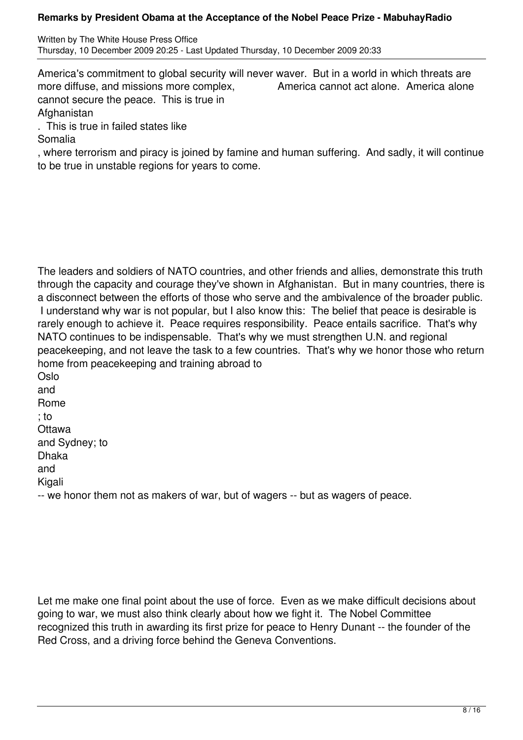America's commitment to global security will never waver. But in a world in which threats are more diffuse, and missions more complex, America cannot act alone. America alone cannot secure the peace. This is true in Afghanistan. This is true in failed states like Somalia, where terrorism and piracy is joined by famine and human suffering. And sadly, it will continue to be true in unstable regions for years to come.

The leaders and soldiers of NATO countries, and other friends and allies, demonstrate this truth through the capacity and courage they've shown in Afghanistan. But in many countries, there is a disconnect between the efforts of those who serve and the ambivalence of the broader public. I understand why war is not popular, but I also know this: The belief that peace is desirable is rarely enough to achieve it. Peace requires responsibility. Peace entails sacrifice. That's why NATO continues to be indispensable. That's why we must strengthen U.N. and regional peacekeeping, and not leave the task to a few countries. That's why we honor those who return home from peacekeeping and training abroad to Oslo and Rome; to Ottawa and Sydney; to Dhaka and Kigali -- we honor them not as makers of war, but of wagers -- but as wagers of peace.

Let me make one final point about the use of force. Even as we make difficult decisions about going to war, we must also think clearly about how we fight it. The Nobel Committee recognized this truth in awarding its first prize for peace to Henry Dunant -- the founder of the Red Cross, and a driving force behind the Geneva Conventions.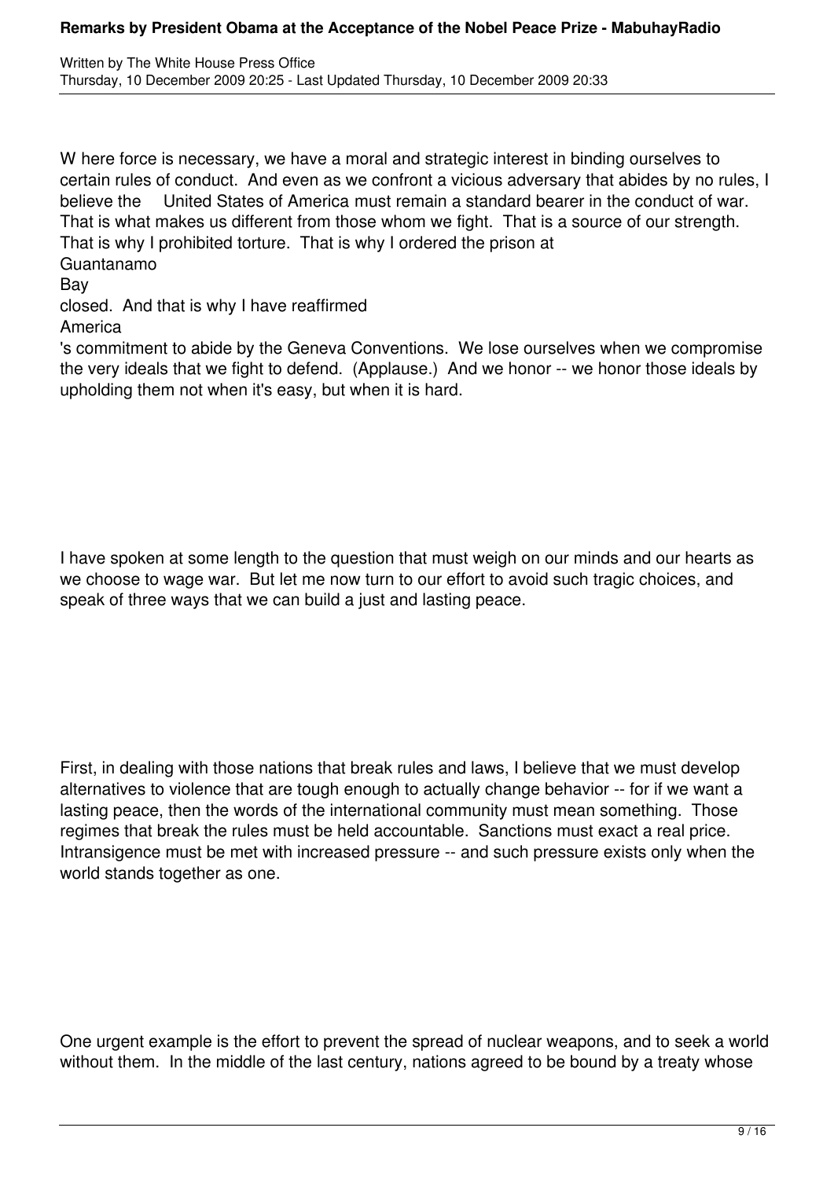W here force is necessary, we have a moral and strategic interest in binding ourselves to certain rules of conduct. And even as we confront a vicious adversary that abides by no rules, I believe the United States of America must remain a standard bearer in the conduct of war. That is what makes us different from those whom we fight. That is a source of our strength. That is why I prohibited torture. That is why I ordered the prison at Guantanamo Bay closed. And that is why I have reaffirmed America's commitment to abide by the Geneva Conventions. We lose ourselves when we compromise the very ideals that we fight to defend. (Applause.) And we honor -- we honor those ideals by upholding them not when it's easy, but when it is hard.

I have spoken at some length to the question that must weigh on our minds and our hearts as we choose to wage war. But let me now turn to our effort to avoid such tragic choices, and speak of three ways that we can build a just and lasting peace.

First, in dealing with those nations that break rules and laws, I believe that we must develop alternatives to violence that are tough enough to actually change behavior -- for if we want a lasting peace, then the words of the international community must mean something. Those regimes that break the rules must be held accountable. Sanctions must exact a real price. Intransigence must be met with increased pressure -- and such pressure exists only when the world stands together as one.

One urgent example is the effort to prevent the spread of nuclear weapons, and to seek a world without them. In the middle of the last century, nations agreed to be bound by a treaty whose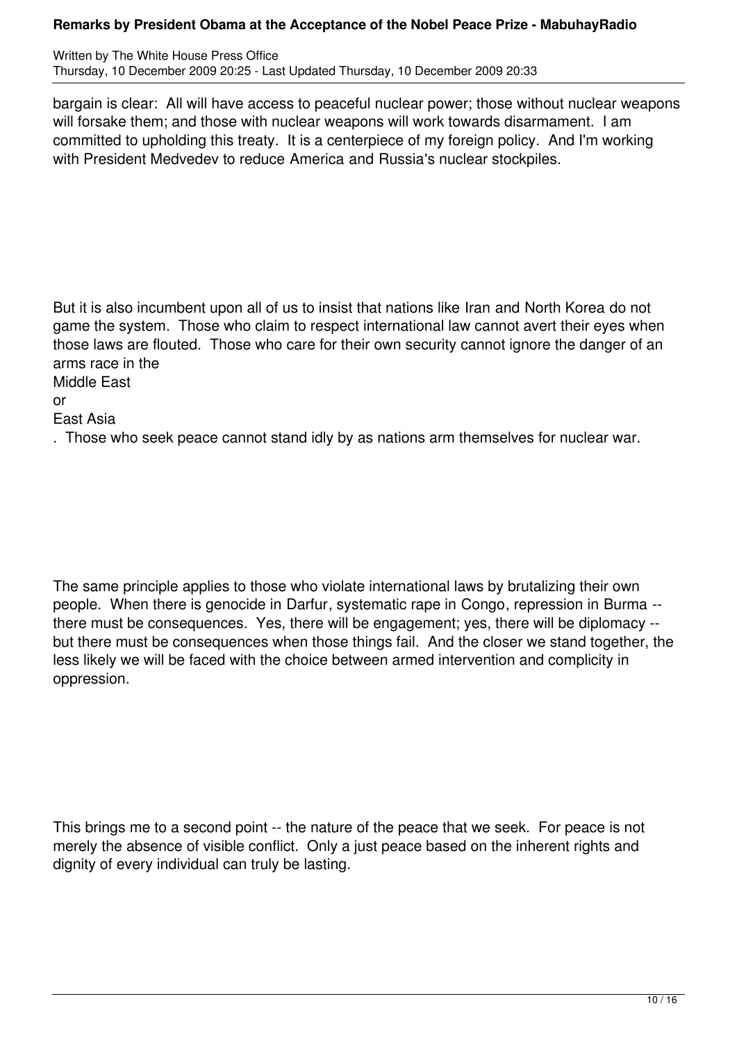bargain is clear: All will have access to peaceful nuclear power; those without nuclear weapons will forsake them; and those with nuclear weapons will work towards disarmament. I am committed to upholding this treaty. It is a centerpiece of my foreign policy. And I'm working with President Medvedev to reduce America and Russia's nuclear stockpiles.

But it is also incumbent upon all of us to insist that nations like Iran and North Korea do not game the system. Those who claim to respect international law cannot avert their eyes when those laws are flouted. Those who care for their own security cannot ignore the danger of an arms race in the Middle East or East Asia. Those who seek peace cannot stand idly by as nations arm themselves for nuclear war.

The same principle applies to those who violate international laws by brutalizing their own people. When there is genocide in Darfur, systematic rape in Congo, repression in Burma -- there must be consequences. Yes, there will be engagement; yes, there will be diplomacy -- but there must be consequences when those things fail. And the closer we stand together, the less likely we will be faced with the choice between armed intervention and complicity in oppression.

This brings me to a second point -- the nature of the peace that we seek. For peace is not merely the absence of visible conflict. Only a just peace based on the inherent rights and dignity of every individual can truly be lasting.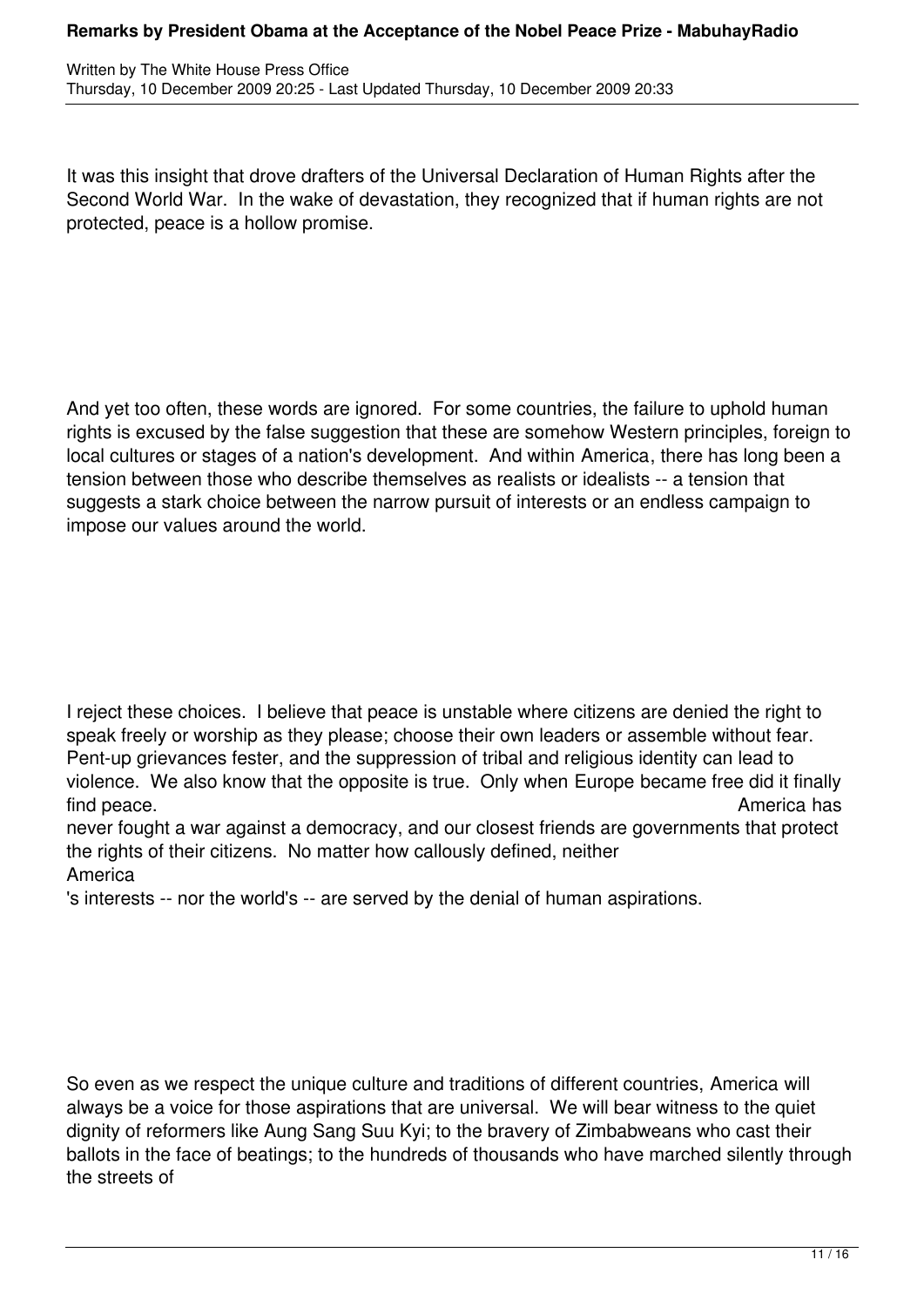It was this insight that drove drafters of the Universal Declaration of Human Rights after the Second World War. In the wake of devastation, they recognized that if human rights are not protected, peace is a hollow promise.

And yet too often, these words are ignored. For some countries, the failure to uphold human rights is excused by the false suggestion that these are somehow Western principles, foreign to local cultures or stages of a nation's development. And within America, there has long been a tension between those who describe themselves as realists or idealists -- a tension that suggests a stark choice between the narrow pursuit of interests or an endless campaign to impose our values around the world.

I reject these choices. I believe that peace is unstable where citizens are denied the right to speak freely or worship as they please; choose their own leaders or assemble without fear. Pent-up grievances fester, and the suppression of tribal and religious identity can lead to violence. We also know that the opposite is true. Only when Europe became free did it finally find peace. America has never fought a war against a democracy, and our closest friends are governments that protect the rights of their citizens. No matter how callously defined, neither America's interests -- nor the world's -- are served by the denial of human aspirations.

So even as we respect the unique culture and traditions of different countries, America will always be a voice for those aspirations that are universal. We will bear witness to the quiet dignity of reformers like Aung Sang Suu Kyi; to the bravery of Zimbabweans who cast their ballots in the face of beatings; to the hundreds of thousands who have marched silently through the streets of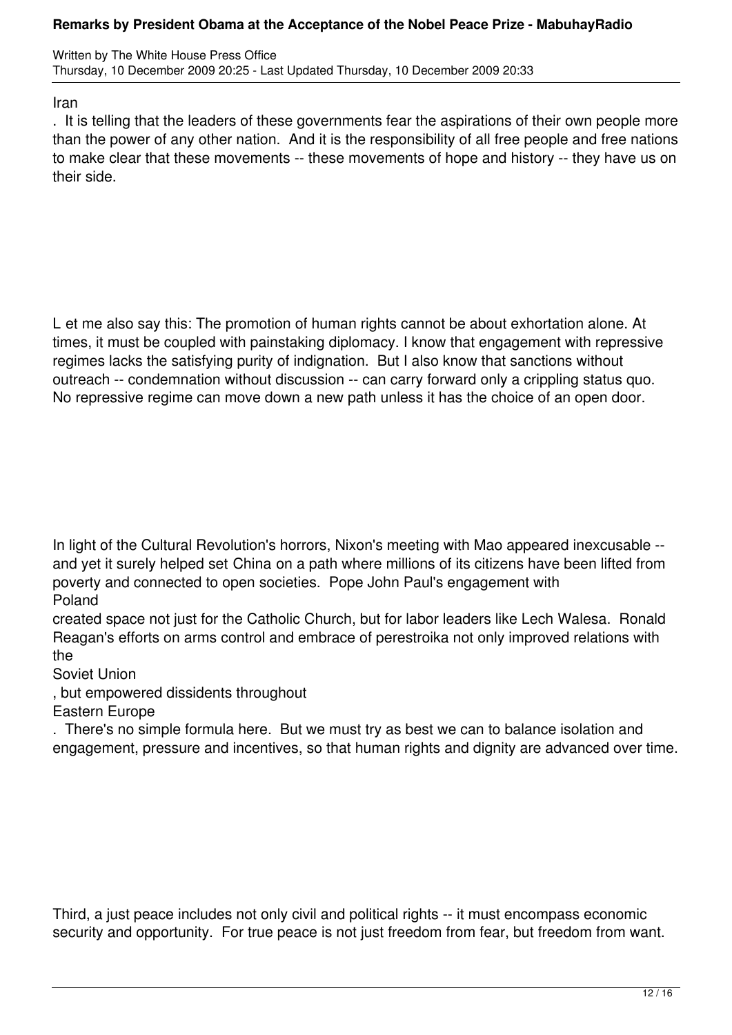Iran

. It is telling that the leaders of these governments fear the aspirations of their own people more than the power of any other nation. And it is the responsibility of all free people and free nations to make clear that these movements -- these movements of hope and history -- they have us on their side.

L et me also say this: The promotion of human rights cannot be about exhortation alone. At times, it must be coupled with painstaking diplomacy. I know that engagement with repressive regimes lacks the satisfying purity of indignation. But I also know that sanctions without outreach -- condemnation without discussion -- can carry forward only a crippling status quo. No repressive regime can move down a new path unless it has the choice of an open door.

In light of the Cultural Revolution's horrors, Nixon's meeting with Mao appeared inexcusable -- and yet it surely helped set China on a path where millions of its citizens have been lifted from poverty and connected to open societies. Pope John Paul's engagement with Poland created space not just for the Catholic Church, but for labor leaders like Lech Walesa. Ronald Reagan's efforts on arms control and embrace of perestroika not only improved relations with the Soviet Union, but empowered dissidents throughout Eastern Europe. There's no simple formula here. But we must try as best we can to balance isolation and engagement, pressure and incentives, so that human rights and dignity are advanced over time.

Third, a just peace includes not only civil and political rights -- it must encompass economic security and opportunity. For true peace is not just freedom from fear, but freedom from want.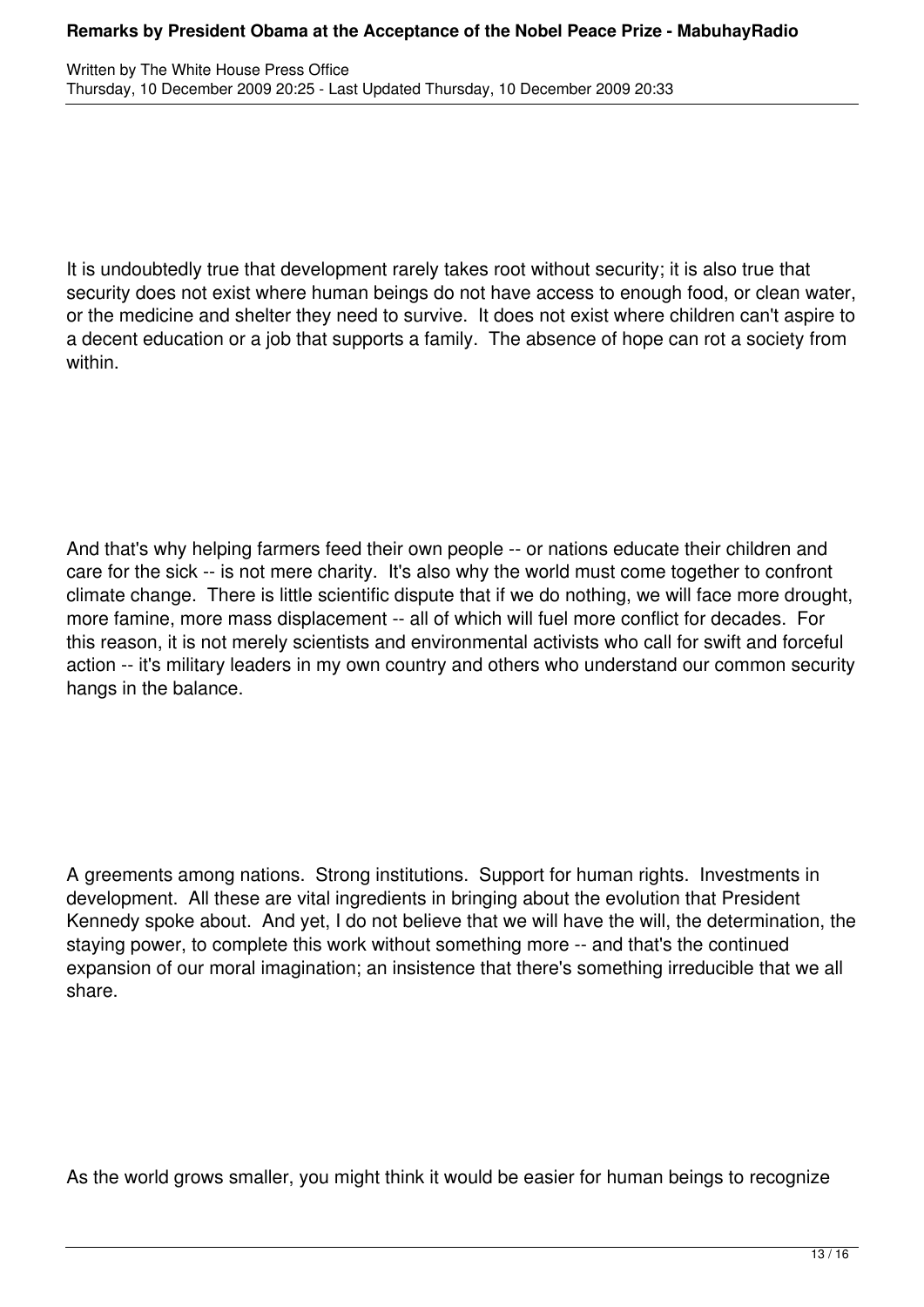It is undoubtedly true that development rarely takes root without security; it is also true that security does not exist where human beings do not have access to enough food, or clean water, or the medicine and shelter they need to survive. It does not exist where children can't aspire to a decent education or a job that supports a family. The absence of hope can rot a society from within.

And that's why helping farmers feed their own people -- or nations educate their children and care for the sick -- is not mere charity. It's also why the world must come together to confront climate change. There is little scientific dispute that if we do nothing, we will face more drought, more famine, more mass displacement -- all of which will fuel more conflict for decades. For this reason, it is not merely scientists and environmental activists who call for swift and forceful action -- it's military leaders in my own country and others who understand our common security hangs in the balance.

A greements among nations. Strong institutions. Support for human rights. Investments in development. All these are vital ingredients in bringing about the evolution that President Kennedy spoke about. And yet, I do not believe that we will have the will, the determination, the staying power, to complete this work without something more -- and that's the continued expansion of our moral imagination; an insistence that there's something irreducible that we all share.

As the world grows smaller, you might think it would be easier for human beings to recognize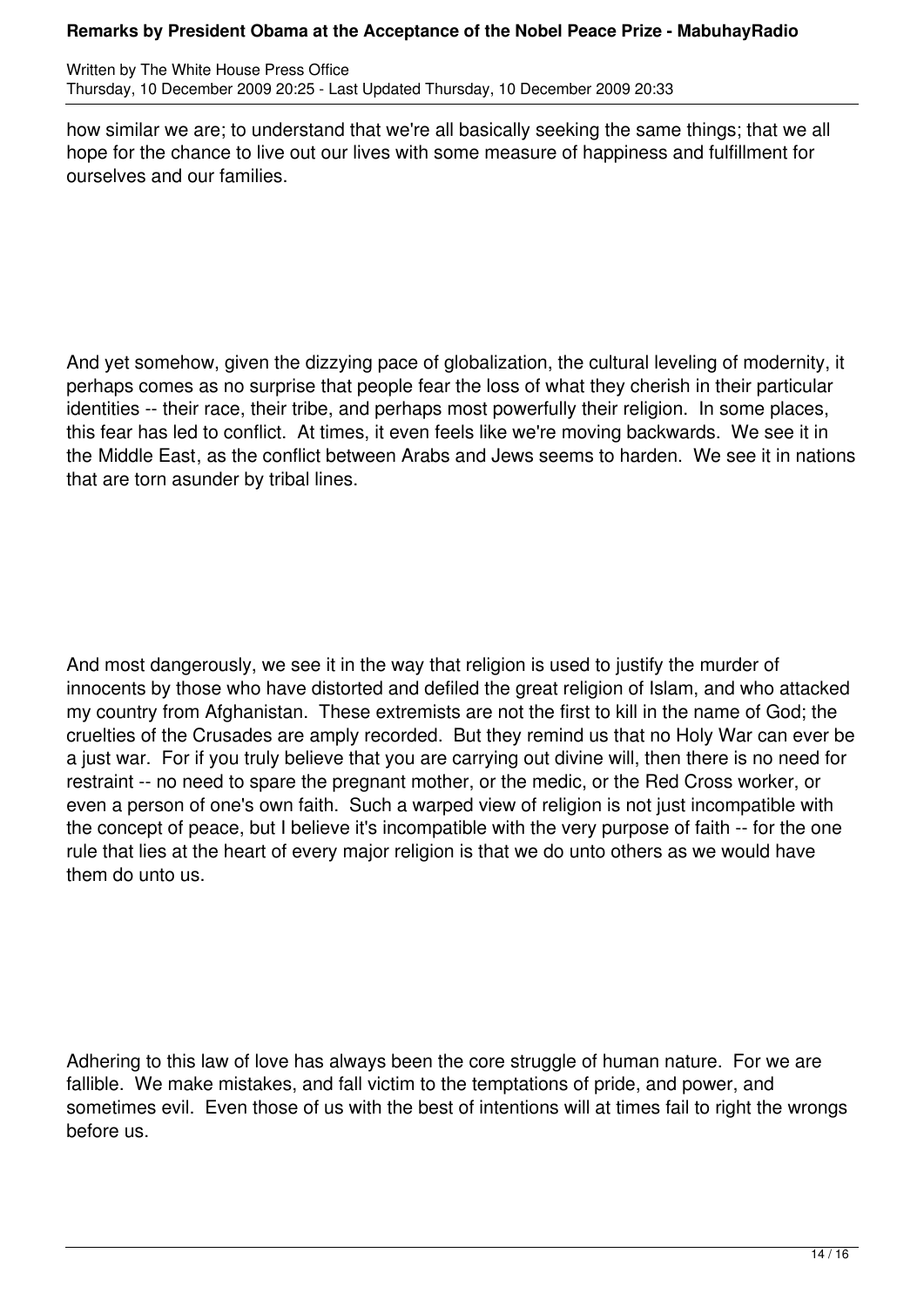how similar we are; to understand that we're all basically seeking the same things; that we all hope for the chance to live out our lives with some measure of happiness and fulfillment for ourselves and our families.

And yet somehow, given the dizzying pace of globalization, the cultural leveling of modernity, it perhaps comes as no surprise that people fear the loss of what they cherish in their particular identities -- their race, their tribe, and perhaps most powerfully their religion. In some places, this fear has led to conflict. At times, it even feels like we're moving backwards. We see it in the Middle East, as the conflict between Arabs and Jews seems to harden. We see it in nations that are torn asunder by tribal lines.

And most dangerously, we see it in the way that religion is used to justify the murder of innocents by those who have distorted and defiled the great religion of Islam, and who attacked my country from Afghanistan. These extremists are not the first to kill in the name of God; the cruelties of the Crusades are amply recorded. But they remind us that no Holy War can ever be a just war. For if you truly believe that you are carrying out divine will, then there is no need for restraint -- no need to spare the pregnant mother, or the medic, or the Red Cross worker, or even a person of one's own faith. Such a warped view of religion is not just incompatible with the concept of peace, but I believe it's incompatible with the very purpose of faith -- for the one rule that lies at the heart of every major religion is that we do unto others as we would have them do unto us.

Adhering to this law of love has always been the core struggle of human nature. For we are fallible. We make mistakes, and fall victim to the temptations of pride, and power, and sometimes evil. Even those of us with the best of intentions will at times fail to right the wrongs before us.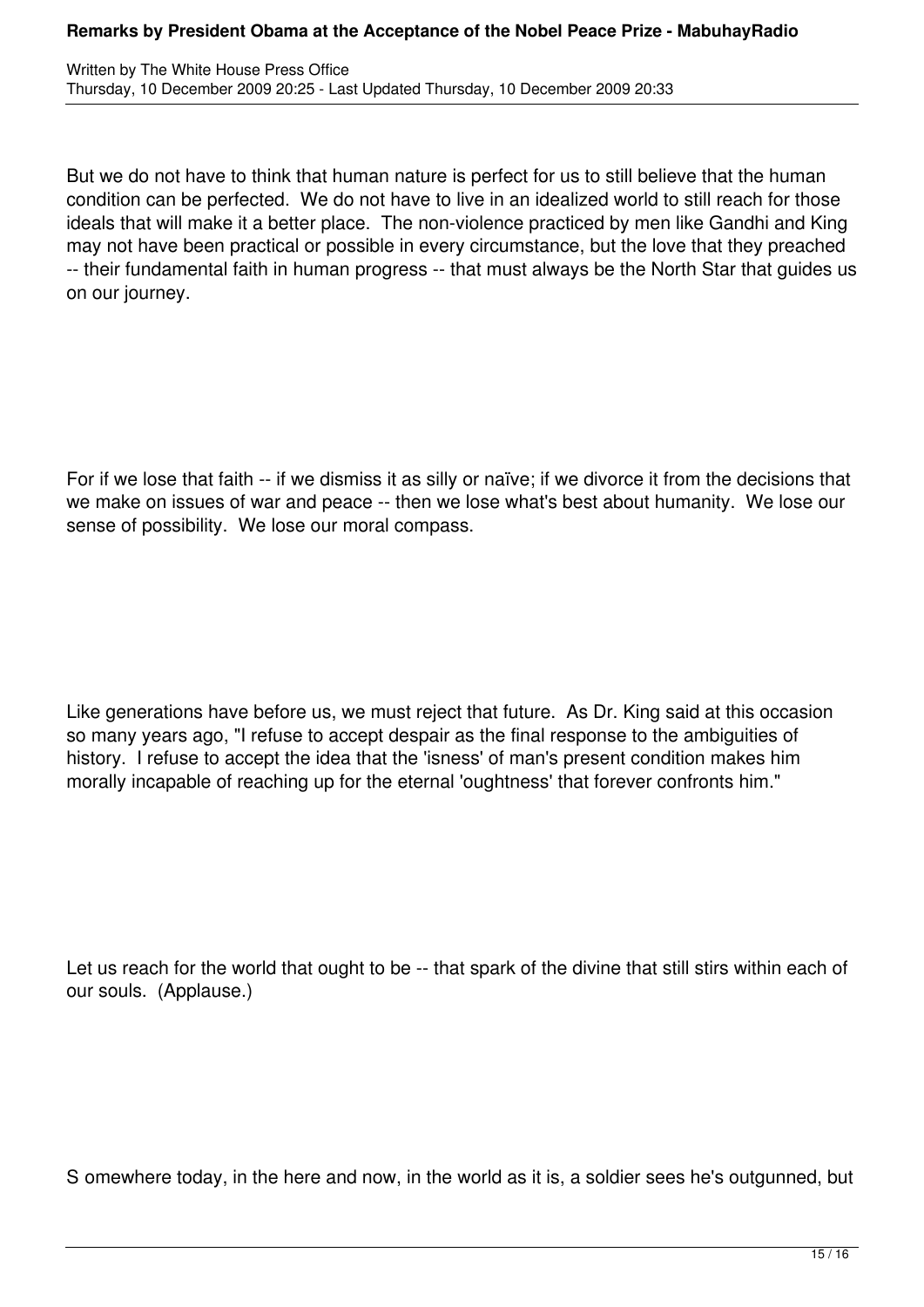But we do not have to think that human nature is perfect for us to still believe that the human condition can be perfected. We do not have to live in an idealized world to still reach for those ideals that will make it a better place. The non-violence practiced by men like Gandhi and King may not have been practical or possible in every circumstance, but the love that they preached -- their fundamental faith in human progress -- that must always be the North Star that guides us on our journey.

For if we lose that faith -- if we dismiss it as silly or naïve; if we divorce it from the decisions that we make on issues of war and peace -- then we lose what's best about humanity. We lose our sense of possibility. We lose our moral compass.

Like generations have before us, we must reject that future. As Dr. King said at this occasion so many years ago, "I refuse to accept despair as the final response to the ambiguities of history. I refuse to accept the idea that the 'isness' of man's present condition makes him morally incapable of reaching up for the eternal 'oughtness' that forever confronts him."

Let us reach for the world that ought to be -- that spark of the divine that still stirs within each of our souls. (Applause.)

S omewhere today, in the here and now, in the world as it is, a soldier sees he's outgunned, but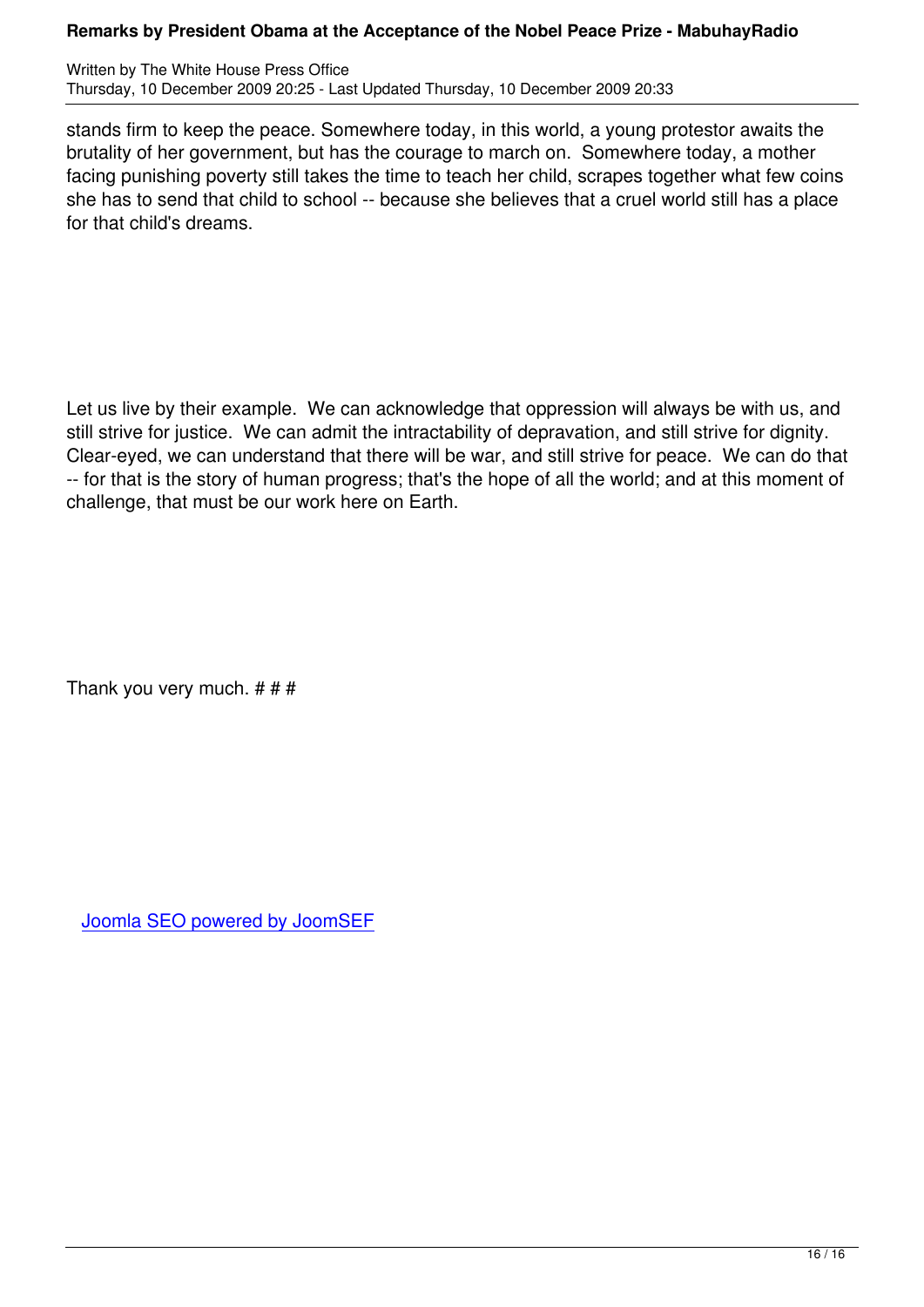stands firm to keep the peace. Somewhere today, in this world, a young protestor awaits the brutality of her government, but has the courage to march on. Somewhere today, a mother facing punishing poverty still takes the time to teach her child, scrapes together what few coins she has to send that child to school -- because she believes that a cruel world still has a place for that child's dreams.

Let us live by their example. We can acknowledge that oppression will always be with us, and still strive for justice. We can admit the intractability of depravation, and still strive for dignity. Clear-eyed, we can understand that there will be war, and still strive for peace. We can do that -- for that is the story of human progress; that's the hope of all the world; and at this moment of challenge, that must be our work here on Earth.

Thank you very much. # # #

Joomla SEO powered by JoomSEF